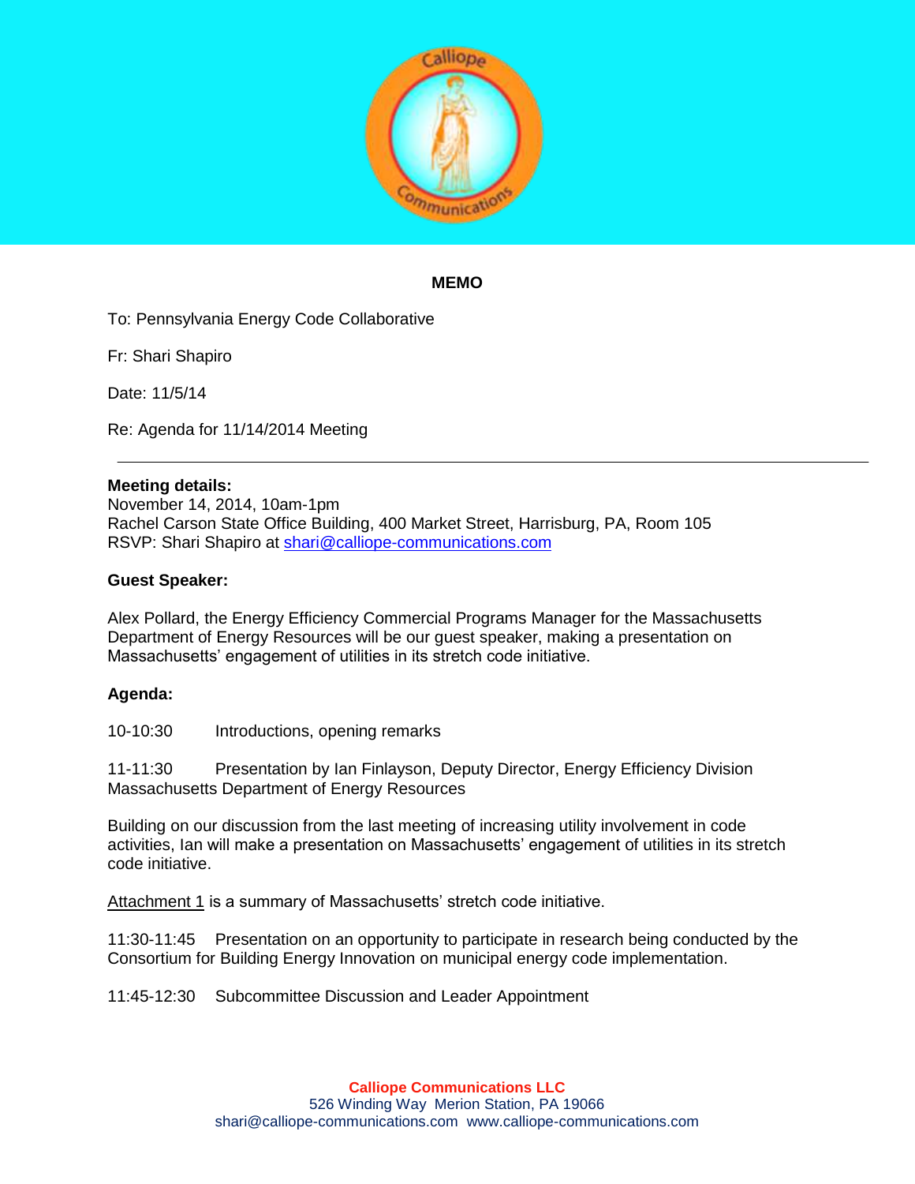**MEMO**

To: Pennsylvania Energy Code Collaborative

Fr: Shari Shapiro

Date: 11/5/14

Re: Agenda for 11/14/2014 Meeting

---

**Meeting details:**
November 14, 2014, 10am-1pm
Rachel Carson State Office Building, 400 Market Street, Harrisburg, PA, Room 105
RSVP: Shari Shapiro at shari@calliope-communications.com

**Guest Speaker:**

Alex Pollard, the Energy Efficiency Commercial Programs Manager for the Massachusetts Department of Energy Resources will be our guest speaker, making a presentation on Massachusetts' engagement of utilities in its stretch code initiative.

**Agenda:**

10-10:30 Introductions, opening remarks

11-11:30 Presentation by Ian Finlayson, Deputy Director, Energy Efficiency Division Massachusetts Department of Energy Resources

Building on our discussion from the last meeting of increasing utility involvement in code activities, Ian will make a presentation on Massachusetts' engagement of utilities in its stretch code initiative.

Attachment 1 is a summary of Massachusetts' stretch code initiative.

11:30-11:45 Presentation on an opportunity to participate in research being conducted by the Consortium for Building Energy Innovation on municipal energy code implementation.

11:45-12:30 Subcommittee Discussion and Leader Appointment

**Calliope Communications LLC**
526 Winding Way Merion Station, PA 19066
shari@calliope-communications.com www.calliope-communications.com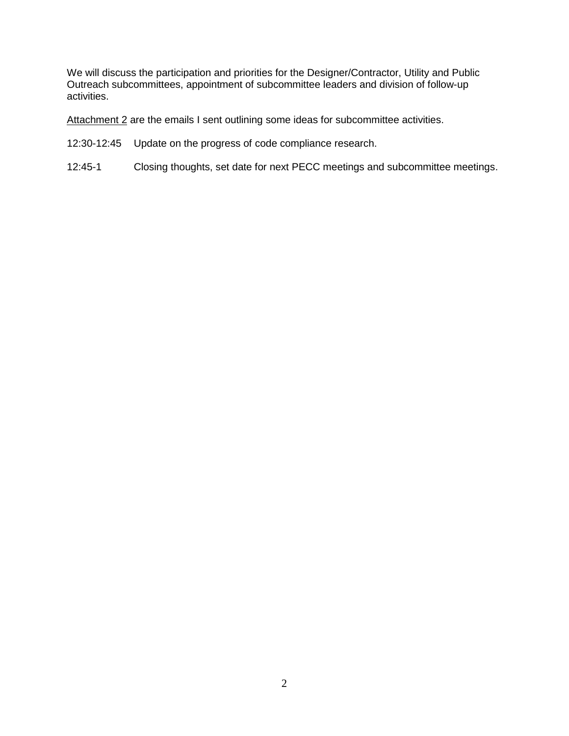We will discuss the participation and priorities for the Designer/Contractor, Utility and Public Outreach subcommittees, appointment of subcommittee leaders and division of follow-up activities.

<u>Attachment 2</u> are the emails I sent outlining some ideas for subcommittee activities.

12:30-12:45 Update on the progress of code compliance research.

12:45-1 Closing thoughts, set date for next PECC meetings and subcommittee meetings.